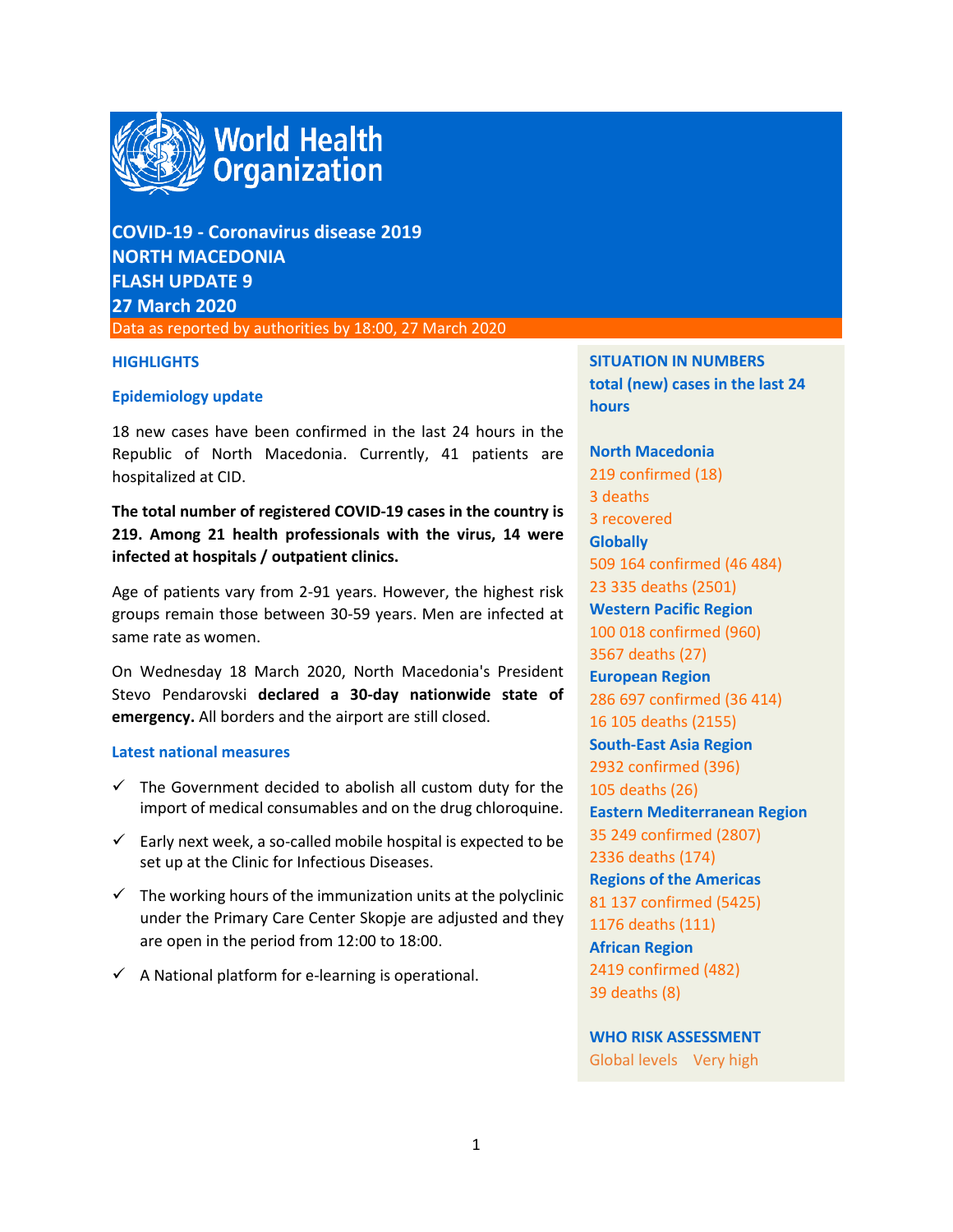# COVID-19 - Coronavirus disease 2019
# NORTH MACEDONIA
# FLASH UPDATE 9
# 27 March 2020

Data as reported by authorities by 18:00, 27 March 2020

## HIGHLIGHTS

### Epidemiology update

18 new cases have been confirmed in the last 24 hours in the Republic of North Macedonia. Currently, 41 patients are hospitalized at CID.

**The total number of registered COVID-19 cases in the country is 219. Among 21 health professionals with the virus, 14 were infected at hospitals / outpatient clinics.**

Age of patients vary from 2-91 years. However, the highest risk groups remain those between 30-59 years. Men are infected at same rate as women.

On Wednesday 18 March 2020, North Macedonia's President Stevo Pendarovski **declared a 30-day nationwide state of emergency.** All borders and the airport are still closed.

### Latest national measures

- ✓ The Government decided to abolish all custom duty for the import of medical consumables and on the drug chloroquine.
- ✓ Early next week, a so-called mobile hospital is expected to be set up at the Clinic for Infectious Diseases.
- ✓ The working hours of the immunization units at the polyclinic under the Primary Care Center Skopje are adjusted and they are open in the period from 12:00 to 18:00.
- ✓ A National platform for e-learning is operational.

## SITUATION IN NUMBERS
**total (new) cases in the last 24 hours**

**North Macedonia**
219 confirmed (18)
3 deaths
3 recovered

**Globally**
509 164 confirmed (46 484)
23 335 deaths (2501)

**Western Pacific Region**
100 018 confirmed (960)
3567 deaths (27)

**European Region**
286 697 confirmed (36 414)
16 105 deaths (2155)

**South-East Asia Region**
2932 confirmed (396)
105 deaths (26)

**Eastern Mediterranean Region**
35 249 confirmed (2807)
2336 deaths (174)

**Regions of the Americas**
81 137 confirmed (5425)
1176 deaths (111)

**African Region**
2419 confirmed (482)
39 deaths (8)

## WHO RISK ASSESSMENT
Global levels Very high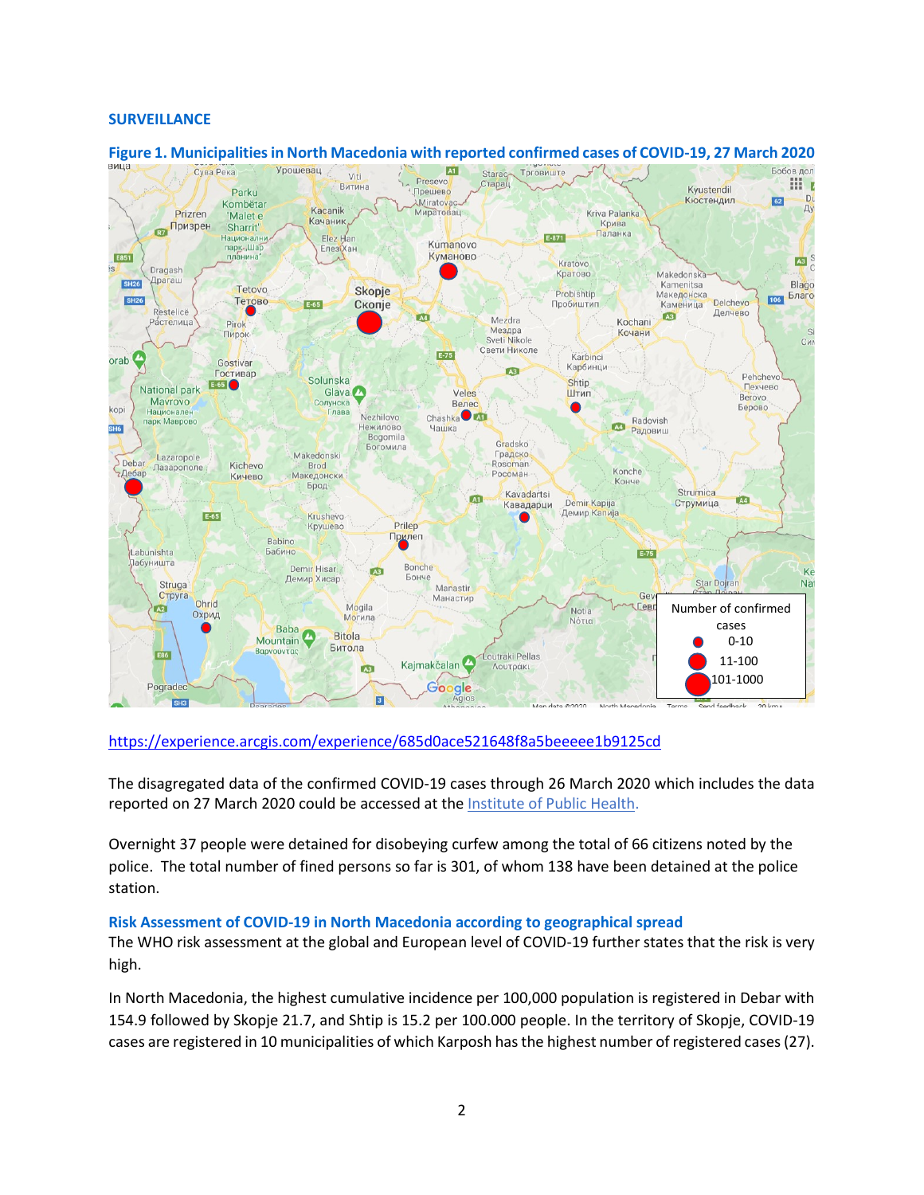## SURVEILLANCE

**Figure 1. Municipalities in North Macedonia with reported confirmed cases of COVID-19, 27 March 2020**

https://experience.arcgis.com/experience/685d0ace521648f8a5beeeee1b9125cd

The disagregated data of the confirmed COVID-19 cases through 26 March 2020 which includes the data reported on 27 March 2020 could be accessed at the Institute of Public Health.

Overnight 37 people were detained for disobeying curfew among the total of 66 citizens noted by the police. The total number of fined persons so far is 301, of whom 138 have been detained at the police station.

### Risk Assessment of COVID-19 in North Macedonia according to geographical spread

The WHO risk assessment at the global and European level of COVID-19 further states that the risk is very high.

In North Macedonia, the highest cumulative incidence per 100,000 population is registered in Debar with 154.9 followed by Skopje 21.7, and Shtip is 15.2 per 100.000 people. In the territory of Skopje, COVID-19 cases are registered in 10 municipalities of which Karposh has the highest number of registered cases (27).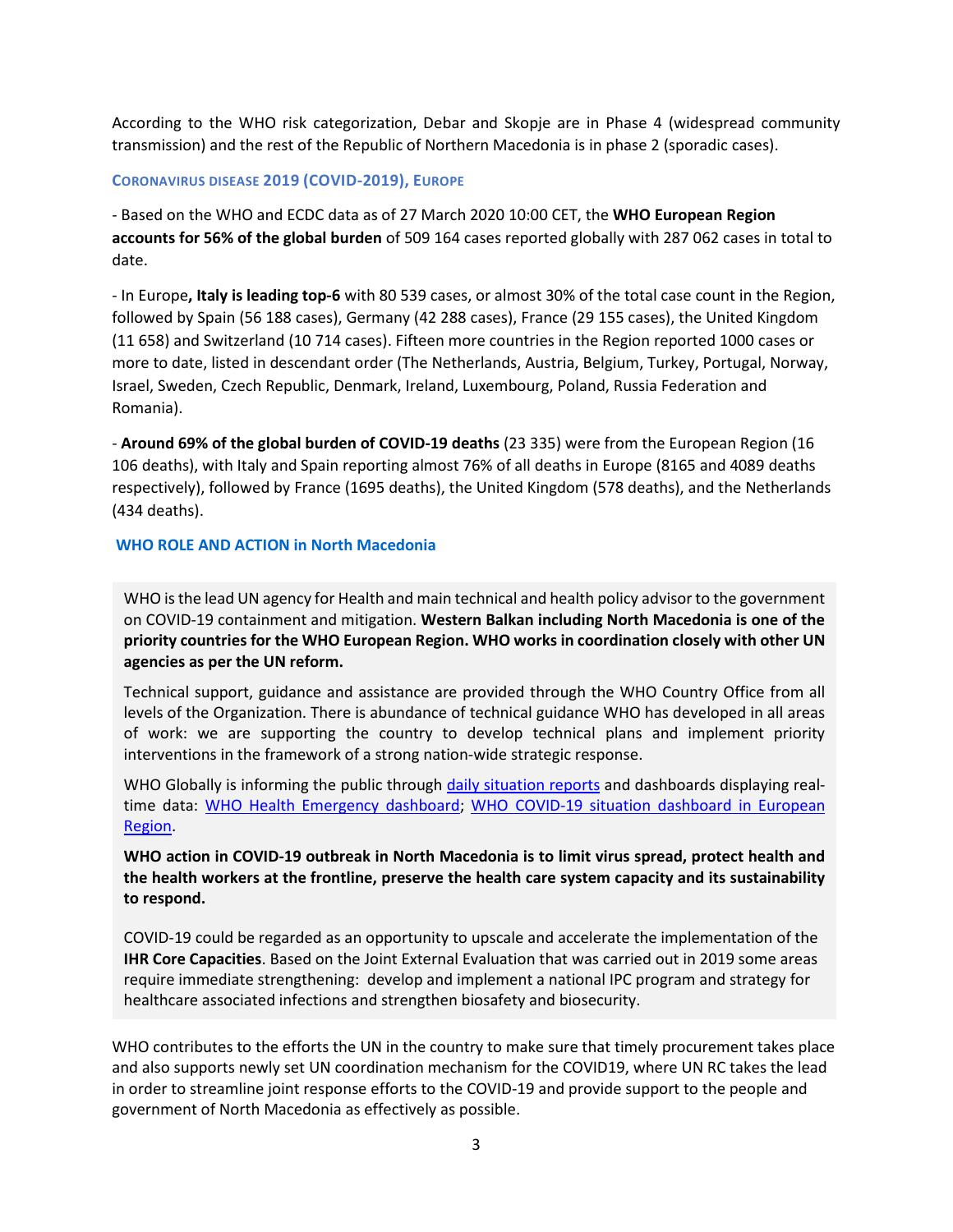According to the WHO risk categorization, Debar and Skopje are in Phase 4 (widespread community transmission) and the rest of the Republic of Northern Macedonia is in phase 2 (sporadic cases).

### CORONAVIRUS DISEASE 2019 (COVID-2019), EUROPE

- Based on the WHO and ECDC data as of 27 March 2020 10:00 CET, the **WHO European Region accounts for 56% of the global burden** of 509 164 cases reported globally with 287 062 cases in total to date.

- In Europe**, Italy is leading top-6** with 80 539 cases, or almost 30% of the total case count in the Region, followed by Spain (56 188 cases), Germany (42 288 cases), France (29 155 cases), the United Kingdom (11 658) and Switzerland (10 714 cases). Fifteen more countries in the Region reported 1000 cases or more to date, listed in descendant order (The Netherlands, Austria, Belgium, Turkey, Portugal, Norway, Israel, Sweden, Czech Republic, Denmark, Ireland, Luxembourg, Poland, Russia Federation and Romania).

- **Around 69% of the global burden of COVID-19 deaths** (23 335) were from the European Region (16 106 deaths), with Italy and Spain reporting almost 76% of all deaths in Europe (8165 and 4089 deaths respectively), followed by France (1695 deaths), the United Kingdom (578 deaths), and the Netherlands (434 deaths).

### WHO ROLE AND ACTION in North Macedonia

WHO is the lead UN agency for Health and main technical and health policy advisor to the government on COVID-19 containment and mitigation. **Western Balkan including North Macedonia is one of the priority countries for the WHO European Region. WHO works in coordination closely with other UN agencies as per the UN reform.**

Technical support, guidance and assistance are provided through the WHO Country Office from all levels of the Organization. There is abundance of technical guidance WHO has developed in all areas of work: we are supporting the country to develop technical plans and implement priority interventions in the framework of a strong nation-wide strategic response.

WHO Globally is informing the public through daily situation reports and dashboards displaying real-time data: WHO Health Emergency dashboard; WHO COVID-19 situation dashboard in European Region.

**WHO action in COVID-19 outbreak in North Macedonia is to limit virus spread, protect health and the health workers at the frontline, preserve the health care system capacity and its sustainability to respond.**

COVID-19 could be regarded as an opportunity to upscale and accelerate the implementation of the **IHR Core Capacities**. Based on the Joint External Evaluation that was carried out in 2019 some areas require immediate strengthening: develop and implement a national IPC program and strategy for healthcare associated infections and strengthen biosafety and biosecurity.

WHO contributes to the efforts the UN in the country to make sure that timely procurement takes place and also supports newly set UN coordination mechanism for the COVID19, where UN RC takes the lead in order to streamline joint response efforts to the COVID-19 and provide support to the people and government of North Macedonia as effectively as possible.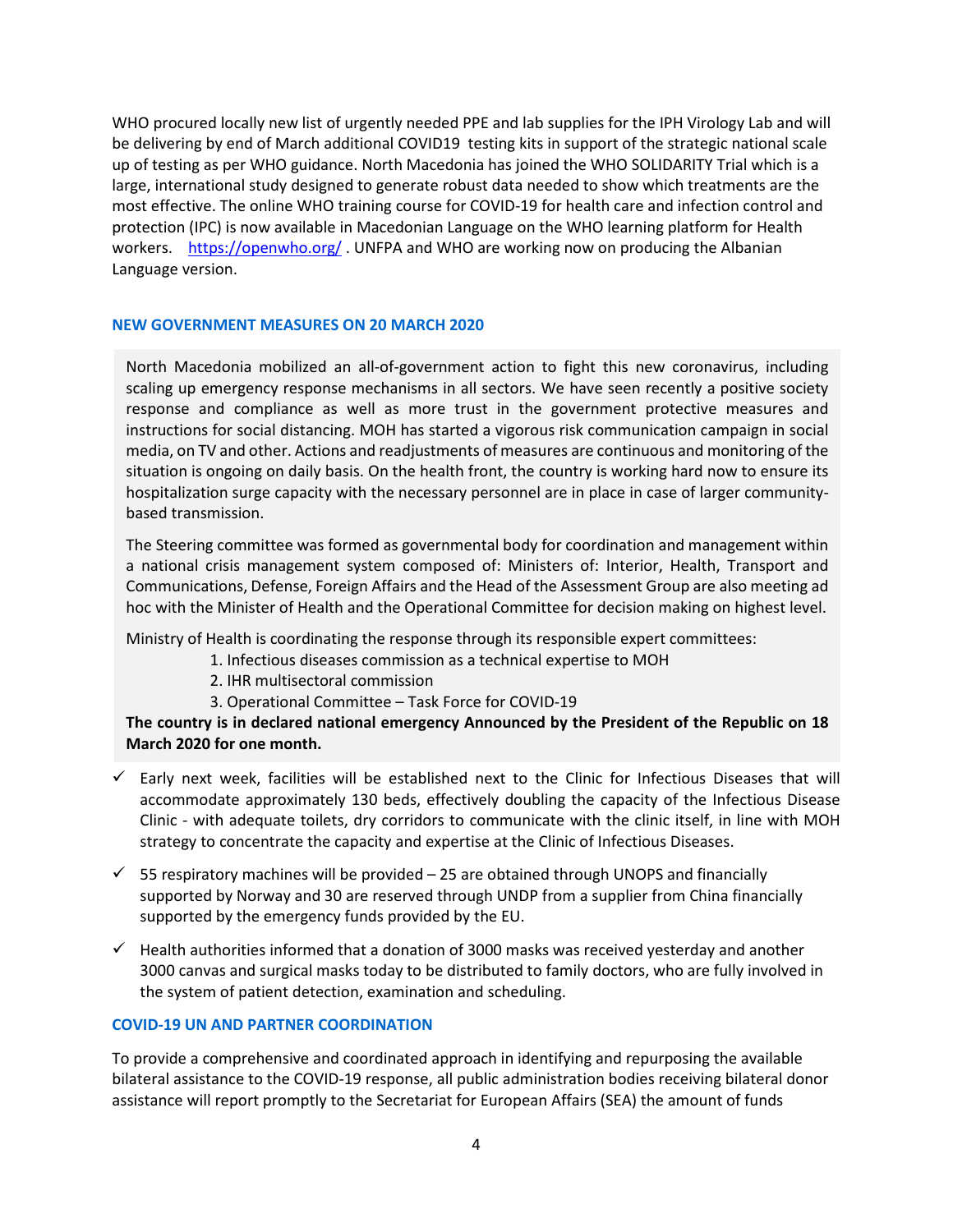WHO procured locally new list of urgently needed PPE and lab supplies for the IPH Virology Lab and will be delivering by end of March additional COVID19 testing kits in support of the strategic national scale up of testing as per WHO guidance. North Macedonia has joined the WHO SOLIDARITY Trial which is a large, international study designed to generate robust data needed to show which treatments are the most effective. The online WHO training course for COVID-19 for health care and infection control and protection (IPC) is now available in Macedonian Language on the WHO learning platform for Health workers. [https://openwho.org/](https://openwho.org/) . UNFPA and WHO are working now on producing the Albanian Language version.

## NEW GOVERNMENT MEASURES ON 20 MARCH 2020

North Macedonia mobilized an all-of-government action to fight this new coronavirus, including scaling up emergency response mechanisms in all sectors. We have seen recently a positive society response and compliance as well as more trust in the government protective measures and instructions for social distancing. MOH has started a vigorous risk communication campaign in social media, on TV and other. Actions and readjustments of measures are continuous and monitoring of the situation is ongoing on daily basis. On the health front, the country is working hard now to ensure its hospitalization surge capacity with the necessary personnel are in place in case of larger community-based transmission.

The Steering committee was formed as governmental body for coordination and management within a national crisis management system composed of: Ministers of: Interior, Health, Transport and Communications, Defense, Foreign Affairs and the Head of the Assessment Group are also meeting ad hoc with the Minister of Health and the Operational Committee for decision making on highest level.

Ministry of Health is coordinating the response through its responsible expert committees:

1. Infectious diseases commission as a technical expertise to MOH
2. IHR multisectoral commission
3. Operational Committee – Task Force for COVID-19

**The country is in declared national emergency Announced by the President of the Republic on 18 March 2020 for one month.**

- ✓ Early next week, facilities will be established next to the Clinic for Infectious Diseases that will accommodate approximately 130 beds, effectively doubling the capacity of the Infectious Disease Clinic - with adequate toilets, dry corridors to communicate with the clinic itself, in line with MOH strategy to concentrate the capacity and expertise at the Clinic of Infectious Diseases.
- ✓ 55 respiratory machines will be provided – 25 are obtained through UNOPS and financially supported by Norway and 30 are reserved through UNDP from a supplier from China financially supported by the emergency funds provided by the EU.
- ✓ Health authorities informed that a donation of 3000 masks was received yesterday and another 3000 canvas and surgical masks today to be distributed to family doctors, who are fully involved in the system of patient detection, examination and scheduling.

## COVID-19 UN AND PARTNER COORDINATION

To provide a comprehensive and coordinated approach in identifying and repurposing the available bilateral assistance to the COVID-19 response, all public administration bodies receiving bilateral donor assistance will report promptly to the Secretariat for European Affairs (SEA) the amount of funds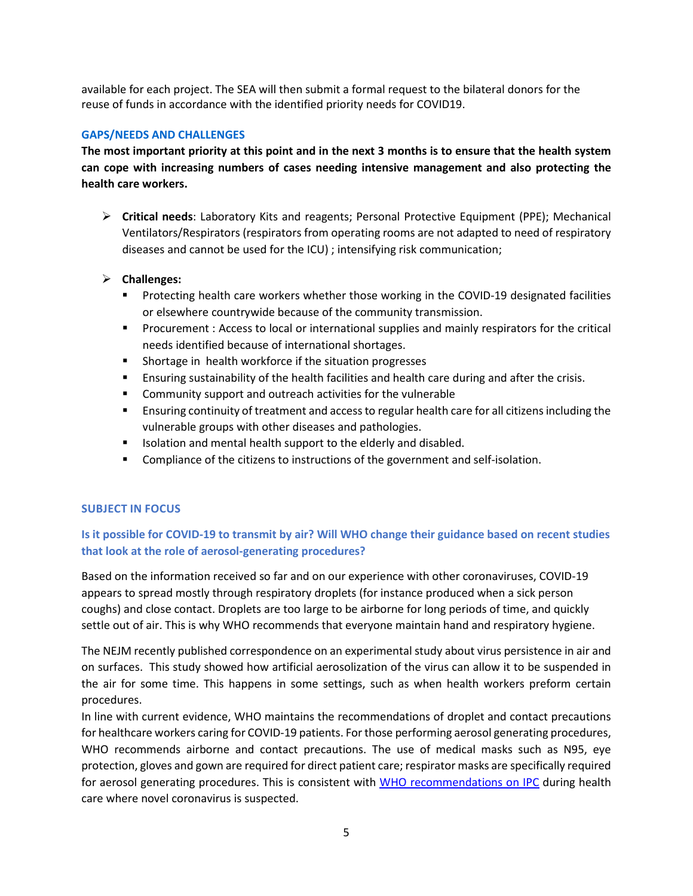available for each project. The SEA will then submit a formal request to the bilateral donors for the reuse of funds in accordance with the identified priority needs for COVID19.

## GAPS/NEEDS AND CHALLENGES

**The most important priority at this point and in the next 3 months is to ensure that the health system can cope with increasing numbers of cases needing intensive management and also protecting the health care workers.**

- **Critical needs**: Laboratory Kits and reagents; Personal Protective Equipment (PPE); Mechanical Ventilators/Respirators (respirators from operating rooms are not adapted to need of respiratory diseases and cannot be used for the ICU) ; intensifying risk communication;

- **Challenges:**
  - Protecting health care workers whether those working in the COVID-19 designated facilities or elsewhere countrywide because of the community transmission.
  - Procurement : Access to local or international supplies and mainly respirators for the critical needs identified because of international shortages.
  - Shortage in health workforce if the situation progresses
  - Ensuring sustainability of the health facilities and health care during and after the crisis.
  - Community support and outreach activities for the vulnerable
  - Ensuring continuity of treatment and access to regular health care for all citizens including the vulnerable groups with other diseases and pathologies.
  - Isolation and mental health support to the elderly and disabled.
  - Compliance of the citizens to instructions of the government and self-isolation.

## SUBJECT IN FOCUS

### Is it possible for COVID-19 to transmit by air? Will WHO change their guidance based on recent studies that look at the role of aerosol-generating procedures?

Based on the information received so far and on our experience with other coronaviruses, COVID-19 appears to spread mostly through respiratory droplets (for instance produced when a sick person coughs) and close contact. Droplets are too large to be airborne for long periods of time, and quickly settle out of air. This is why WHO recommends that everyone maintain hand and respiratory hygiene.

The NEJM recently published correspondence on an experimental study about virus persistence in air and on surfaces. This study showed how artificial aerosolization of the virus can allow it to be suspended in the air for some time. This happens in some settings, such as when health workers preform certain procedures.

In line with current evidence, WHO maintains the recommendations of droplet and contact precautions for healthcare workers caring for COVID-19 patients. For those performing aerosol generating procedures, WHO recommends airborne and contact precautions. The use of medical masks such as N95, eye protection, gloves and gown are required for direct patient care; respirator masks are specifically required for aerosol generating procedures. This is consistent with WHO recommendations on IPC during health care where novel coronavirus is suspected.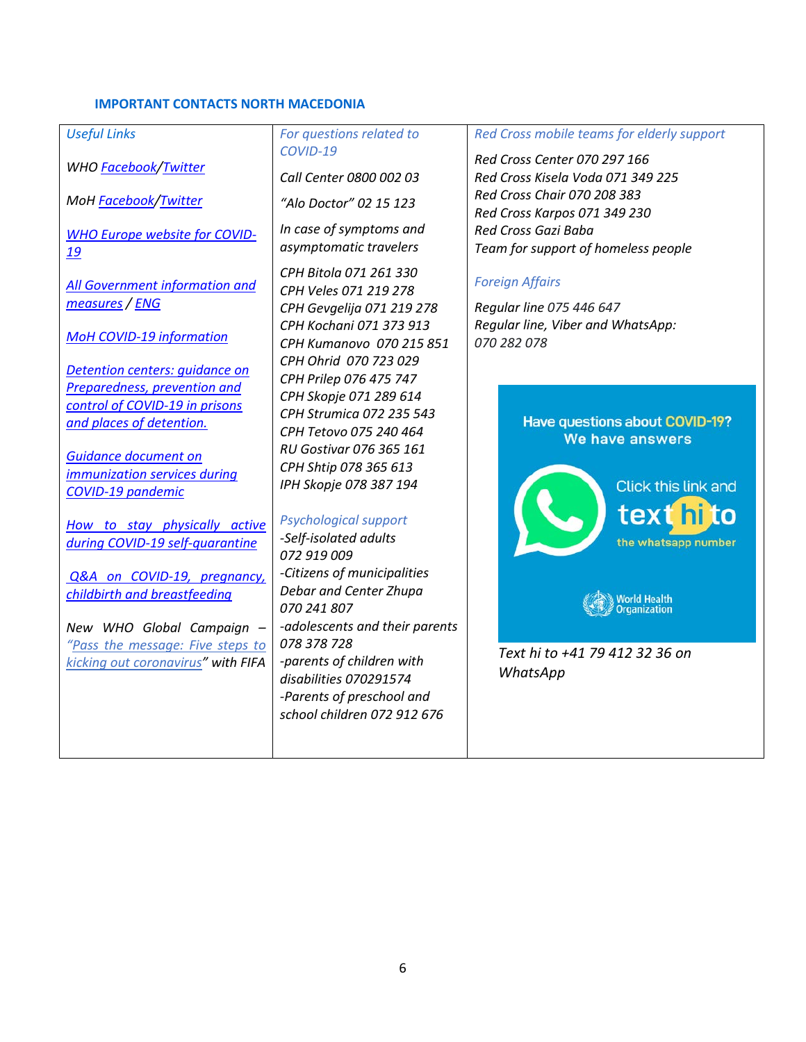### IMPORTANT CONTACTS NORTH MACEDONIA

*Useful Links*

WHO Facebook/Twitter

MoH Facebook/Twitter

WHO Europe website for COVID-19

All Government information and measures / ENG

MoH COVID-19 information

Detention centers: guidance on Preparedness, prevention and control of COVID-19 in prisons and places of detention.

Guidance document on immunization services during COVID-19 pandemic

How to stay physically active during COVID-19 self-quarantine

Q&A on COVID-19, pregnancy, childbirth and breastfeeding

New WHO Global Campaign – "Pass the message: Five steps to kicking out coronavirus" with FIFA

*For questions related to COVID-19*

Call Center 0800 002 03

"Alo Doctor" 02 15 123

In case of symptoms and asymptomatic travelers

CPH Bitola 071 261 330
CPH Veles 071 219 278
CPH Gevgelija 071 219 278
CPH Kochani 071 373 913
CPH Kumanovo 070 215 851
CPH Ohrid 070 723 029
CPH Prilep 076 475 747
CPH Skopje 071 289 614
CPH Strumica 072 235 543
CPH Tetovo 075 240 464
RU Gostivar 076 365 161
CPH Shtip 078 365 613
IPH Skopje 078 387 194

*Psychological support*

-Self-isolated adults
072 919 009
-Citizens of municipalities Debar and Center Zhupa
070 241 807
-adolescents and their parents
078 378 728
-parents of children with disabilities 070291574
-Parents of preschool and school children 072 912 676

*Red Cross mobile teams for elderly support*

Red Cross Center 070 297 166
Red Cross Kisela Voda 071 349 225
Red Cross Chair 070 208 383
Red Cross Karpos 071 349 230
Red Cross Gazi Baba
Team for support of homeless people

*Foreign Affairs*

Regular line 075 446 647
Regular line, Viber and WhatsApp:
070 282 078

Have questions about COVID-19? We have answers

Click this link and text hi to the whatsapp number

World Health Organization

Text hi to +41 79 412 32 36 on WhatsApp